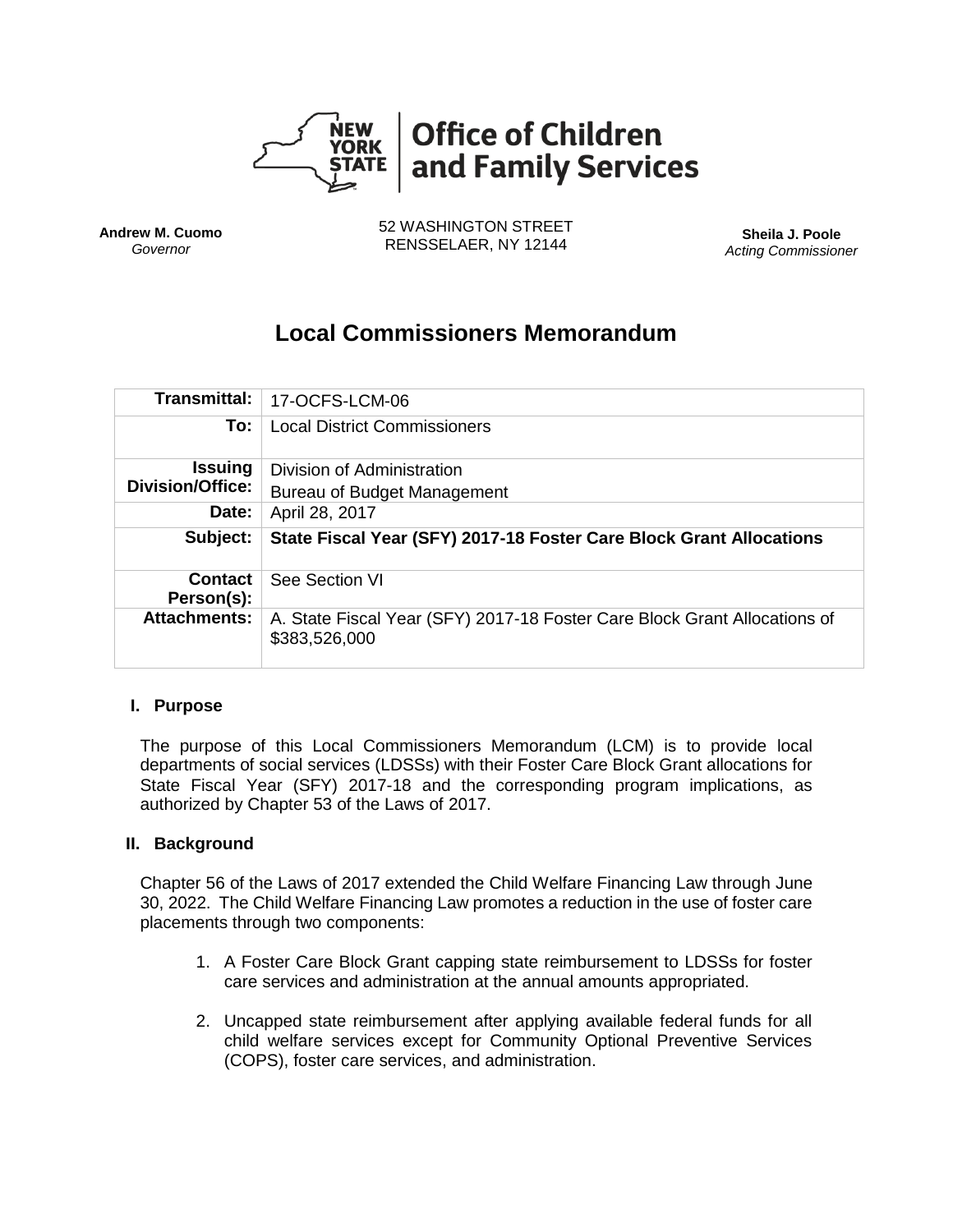**NEW YORK STATE | Office of Children and Family Services**

**Andrew M. Cuomo**
*Governor*

52 WASHINGTON STREET
RENSSELAER, NY 12144

**Sheila J. Poole**
*Acting Commissioner*

# Local Commissioners Memorandum

| | |
|---|---|
| **Transmittal:** | 17-OCFS-LCM-06 |
| **To:** | Local District Commissioners |
| **Issuing Division/Office:** | Division of Administration<br>Bureau of Budget Management |
| **Date:** | April 28, 2017 |
| **Subject:** | **State Fiscal Year (SFY) 2017-18 Foster Care Block Grant Allocations** |
| **Contact Person(s):** | See Section VI |
| **Attachments:** | A. State Fiscal Year (SFY) 2017-18 Foster Care Block Grant Allocations of $383,526,000 |

## I. Purpose

The purpose of this Local Commissioners Memorandum (LCM) is to provide local departments of social services (LDSSs) with their Foster Care Block Grant allocations for State Fiscal Year (SFY) 2017-18 and the corresponding program implications, as authorized by Chapter 53 of the Laws of 2017.

## II. Background

Chapter 56 of the Laws of 2017 extended the Child Welfare Financing Law through June 30, 2022. The Child Welfare Financing Law promotes a reduction in the use of foster care placements through two components:

1. A Foster Care Block Grant capping state reimbursement to LDSSs for foster care services and administration at the annual amounts appropriated.
2. Uncapped state reimbursement after applying available federal funds for all child welfare services except for Community Optional Preventive Services (COPS), foster care services, and administration.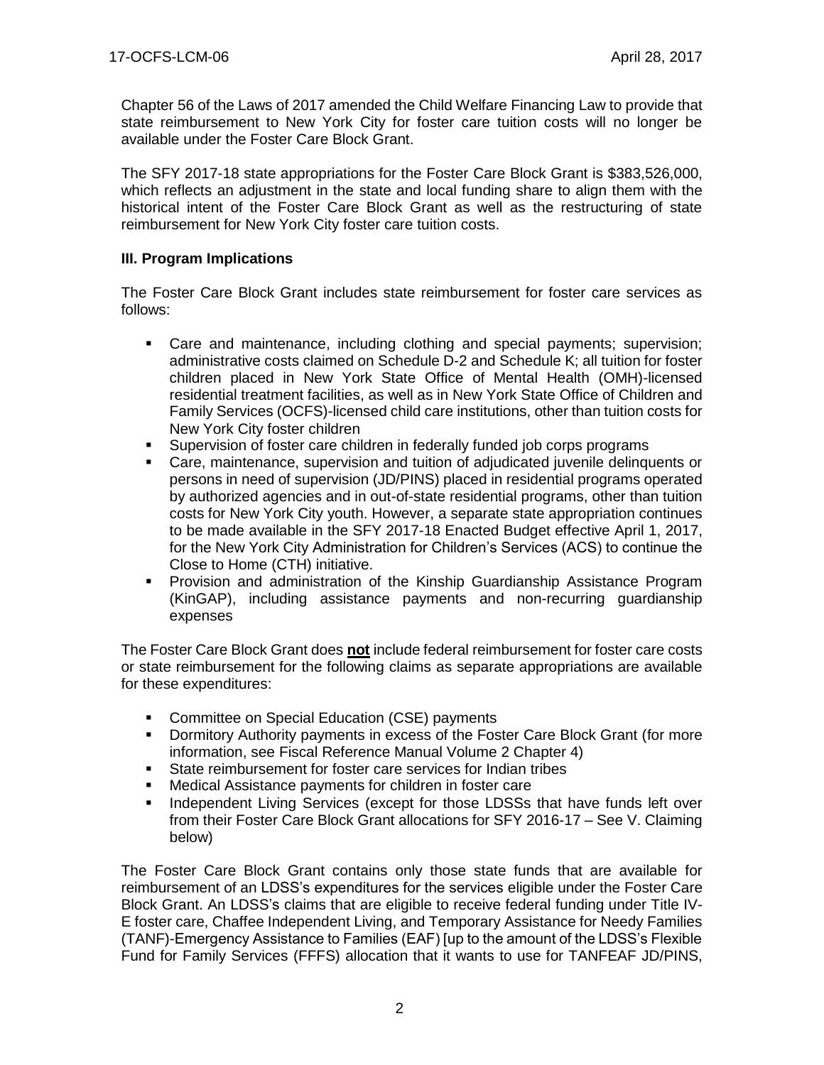Chapter 56 of the Laws of 2017 amended the Child Welfare Financing Law to provide that state reimbursement to New York City for foster care tuition costs will no longer be available under the Foster Care Block Grant.

The SFY 2017-18 state appropriations for the Foster Care Block Grant is $383,526,000, which reflects an adjustment in the state and local funding share to align them with the historical intent of the Foster Care Block Grant as well as the restructuring of state reimbursement for New York City foster care tuition costs.

### III. Program Implications

The Foster Care Block Grant includes state reimbursement for foster care services as follows:

- Care and maintenance, including clothing and special payments; supervision; administrative costs claimed on Schedule D-2 and Schedule K; all tuition for foster children placed in New York State Office of Mental Health (OMH)-licensed residential treatment facilities, as well as in New York State Office of Children and Family Services (OCFS)-licensed child care institutions, other than tuition costs for New York City foster children
- Supervision of foster care children in federally funded job corps programs
- Care, maintenance, supervision and tuition of adjudicated juvenile delinquents or persons in need of supervision (JD/PINS) placed in residential programs operated by authorized agencies and in out-of-state residential programs, other than tuition costs for New York City youth. However, a separate state appropriation continues to be made available in the SFY 2017-18 Enacted Budget effective April 1, 2017, for the New York City Administration for Children's Services (ACS) to continue the Close to Home (CTH) initiative.
- Provision and administration of the Kinship Guardianship Assistance Program (KinGAP), including assistance payments and non-recurring guardianship expenses

The Foster Care Block Grant does **not** include federal reimbursement for foster care costs or state reimbursement for the following claims as separate appropriations are available for these expenditures:

- Committee on Special Education (CSE) payments
- Dormitory Authority payments in excess of the Foster Care Block Grant (for more information, see Fiscal Reference Manual Volume 2 Chapter 4)
- State reimbursement for foster care services for Indian tribes
- Medical Assistance payments for children in foster care
- Independent Living Services (except for those LDSSs that have funds left over from their Foster Care Block Grant allocations for SFY 2016-17 – See V. Claiming below)

The Foster Care Block Grant contains only those state funds that are available for reimbursement of an LDSS's expenditures for the services eligible under the Foster Care Block Grant. An LDSS's claims that are eligible to receive federal funding under Title IV-E foster care, Chaffee Independent Living, and Temporary Assistance for Needy Families (TANF)-Emergency Assistance to Families (EAF) [up to the amount of the LDSS's Flexible Fund for Family Services (FFFS) allocation that it wants to use for TANFEAF JD/PINS,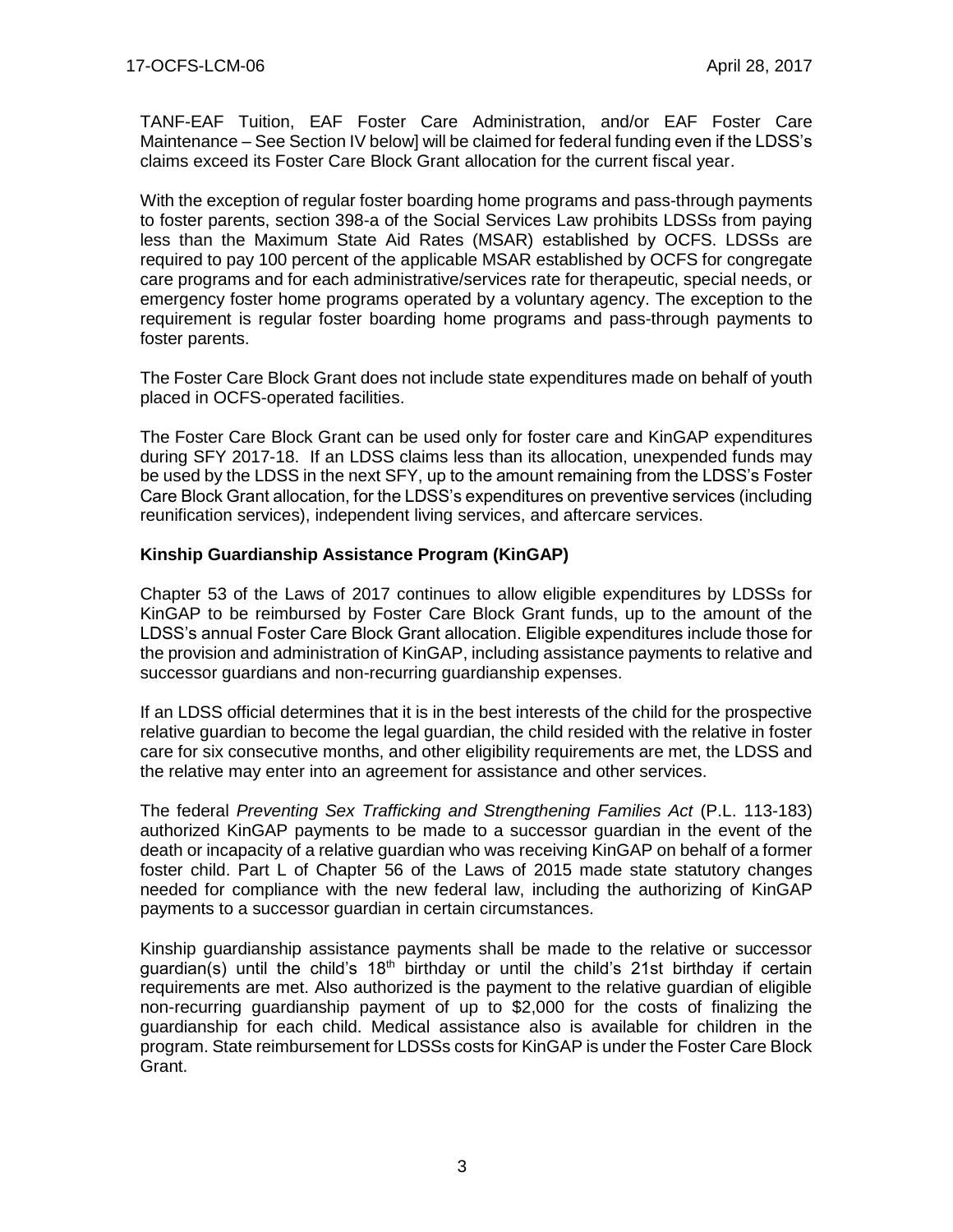TANF-EAF Tuition, EAF Foster Care Administration, and/or EAF Foster Care Maintenance – See Section IV below] will be claimed for federal funding even if the LDSS's claims exceed its Foster Care Block Grant allocation for the current fiscal year.

With the exception of regular foster boarding home programs and pass-through payments to foster parents, section 398-a of the Social Services Law prohibits LDSSs from paying less than the Maximum State Aid Rates (MSAR) established by OCFS. LDSSs are required to pay 100 percent of the applicable MSAR established by OCFS for congregate care programs and for each administrative/services rate for therapeutic, special needs, or emergency foster home programs operated by a voluntary agency. The exception to the requirement is regular foster boarding home programs and pass-through payments to foster parents.

The Foster Care Block Grant does not include state expenditures made on behalf of youth placed in OCFS-operated facilities.

The Foster Care Block Grant can be used only for foster care and KinGAP expenditures during SFY 2017-18. If an LDSS claims less than its allocation, unexpended funds may be used by the LDSS in the next SFY, up to the amount remaining from the LDSS's Foster Care Block Grant allocation, for the LDSS's expenditures on preventive services (including reunification services), independent living services, and aftercare services.

**Kinship Guardianship Assistance Program (KinGAP)**

Chapter 53 of the Laws of 2017 continues to allow eligible expenditures by LDSSs for KinGAP to be reimbursed by Foster Care Block Grant funds, up to the amount of the LDSS's annual Foster Care Block Grant allocation. Eligible expenditures include those for the provision and administration of KinGAP, including assistance payments to relative and successor guardians and non-recurring guardianship expenses.

If an LDSS official determines that it is in the best interests of the child for the prospective relative guardian to become the legal guardian, the child resided with the relative in foster care for six consecutive months, and other eligibility requirements are met, the LDSS and the relative may enter into an agreement for assistance and other services.

The federal *Preventing Sex Trafficking and Strengthening Families Act* (P.L. 113-183) authorized KinGAP payments to be made to a successor guardian in the event of the death or incapacity of a relative guardian who was receiving KinGAP on behalf of a former foster child. Part L of Chapter 56 of the Laws of 2015 made state statutory changes needed for compliance with the new federal law, including the authorizing of KinGAP payments to a successor guardian in certain circumstances.

Kinship guardianship assistance payments shall be made to the relative or successor guardian(s) until the child's 18th birthday or until the child's 21st birthday if certain requirements are met. Also authorized is the payment to the relative guardian of eligible non-recurring guardianship payment of up to $2,000 for the costs of finalizing the guardianship for each child. Medical assistance also is available for children in the program. State reimbursement for LDSSs costs for KinGAP is under the Foster Care Block Grant.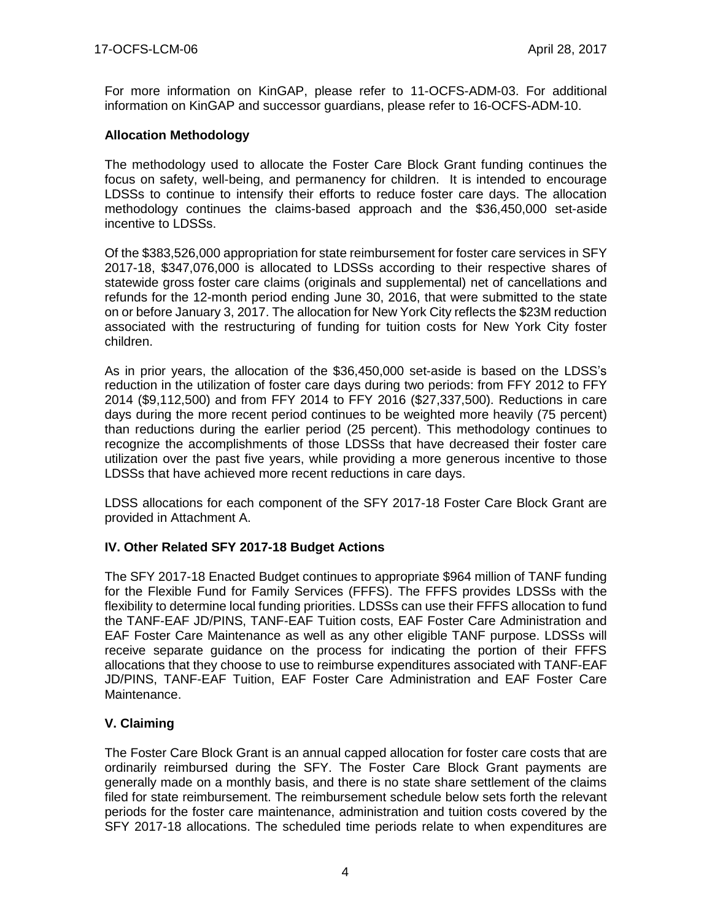For more information on KinGAP, please refer to 11-OCFS-ADM-03. For additional information on KinGAP and successor guardians, please refer to 16-OCFS-ADM-10.

**Allocation Methodology**

The methodology used to allocate the Foster Care Block Grant funding continues the focus on safety, well-being, and permanency for children. It is intended to encourage LDSSs to continue to intensify their efforts to reduce foster care days. The allocation methodology continues the claims-based approach and the $36,450,000 set-aside incentive to LDSSs.

Of the $383,526,000 appropriation for state reimbursement for foster care services in SFY 2017-18, $347,076,000 is allocated to LDSSs according to their respective shares of statewide gross foster care claims (originals and supplemental) net of cancellations and refunds for the 12-month period ending June 30, 2016, that were submitted to the state on or before January 3, 2017. The allocation for New York City reflects the $23M reduction associated with the restructuring of funding for tuition costs for New York City foster children.

As in prior years, the allocation of the $36,450,000 set-aside is based on the LDSS's reduction in the utilization of foster care days during two periods: from FFY 2012 to FFY 2014 ($9,112,500) and from FFY 2014 to FFY 2016 ($27,337,500). Reductions in care days during the more recent period continues to be weighted more heavily (75 percent) than reductions during the earlier period (25 percent). This methodology continues to recognize the accomplishments of those LDSSs that have decreased their foster care utilization over the past five years, while providing a more generous incentive to those LDSSs that have achieved more recent reductions in care days.

LDSS allocations for each component of the SFY 2017-18 Foster Care Block Grant are provided in Attachment A.

## IV. Other Related SFY 2017-18 Budget Actions

The SFY 2017-18 Enacted Budget continues to appropriate $964 million of TANF funding for the Flexible Fund for Family Services (FFFS). The FFFS provides LDSSs with the flexibility to determine local funding priorities. LDSSs can use their FFFS allocation to fund the TANF-EAF JD/PINS, TANF-EAF Tuition costs, EAF Foster Care Administration and EAF Foster Care Maintenance as well as any other eligible TANF purpose. LDSSs will receive separate guidance on the process for indicating the portion of their FFFS allocations that they choose to use to reimburse expenditures associated with TANF-EAF JD/PINS, TANF-EAF Tuition, EAF Foster Care Administration and EAF Foster Care Maintenance.

## V. Claiming

The Foster Care Block Grant is an annual capped allocation for foster care costs that are ordinarily reimbursed during the SFY. The Foster Care Block Grant payments are generally made on a monthly basis, and there is no state share settlement of the claims filed for state reimbursement. The reimbursement schedule below sets forth the relevant periods for the foster care maintenance, administration and tuition costs covered by the SFY 2017-18 allocations. The scheduled time periods relate to when expenditures are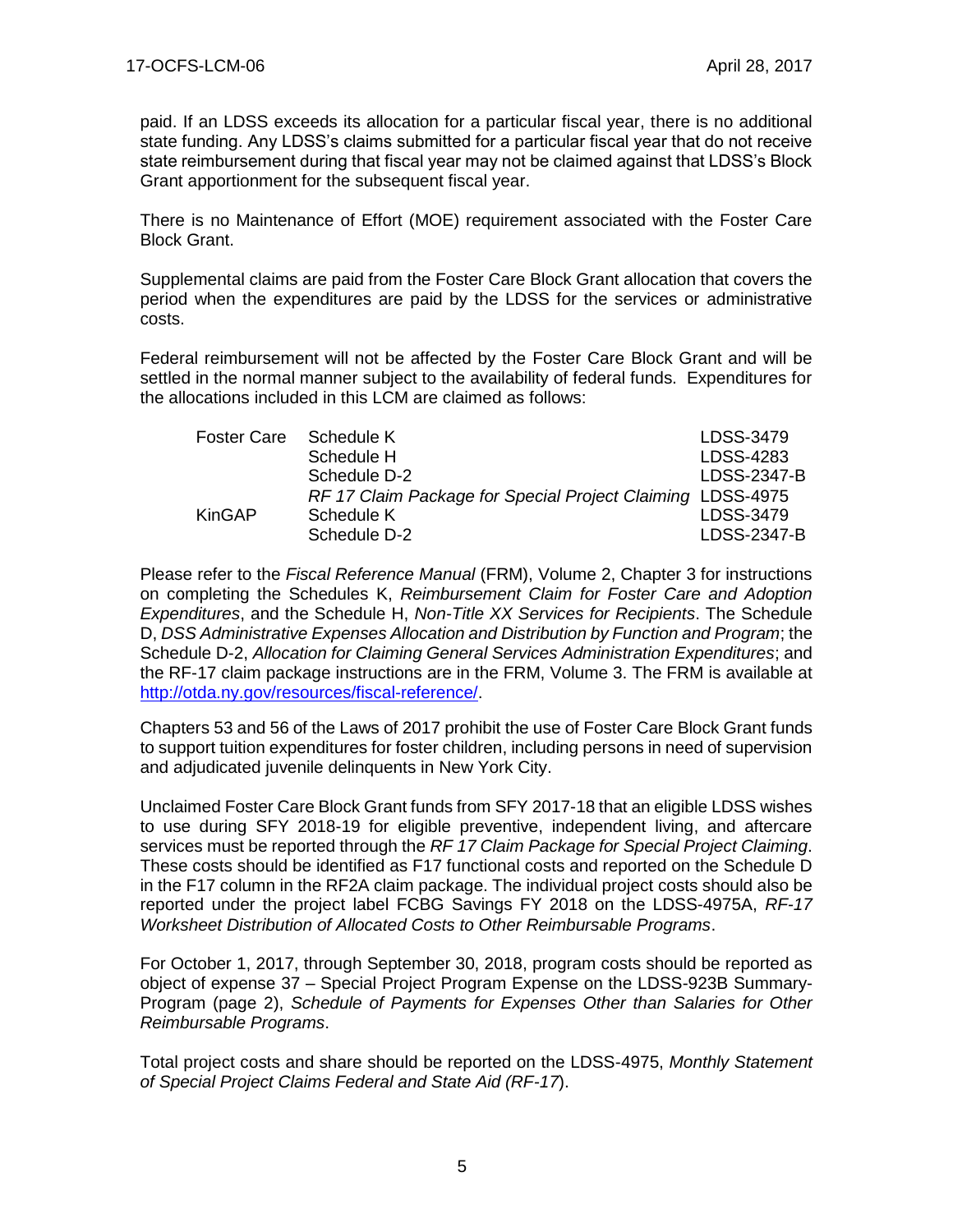paid. If an LDSS exceeds its allocation for a particular fiscal year, there is no additional state funding. Any LDSS's claims submitted for a particular fiscal year that do not receive state reimbursement during that fiscal year may not be claimed against that LDSS's Block Grant apportionment for the subsequent fiscal year.

There is no Maintenance of Effort (MOE) requirement associated with the Foster Care Block Grant.

Supplemental claims are paid from the Foster Care Block Grant allocation that covers the period when the expenditures are paid by the LDSS for the services or administrative costs.

Federal reimbursement will not be affected by the Foster Care Block Grant and will be settled in the normal manner subject to the availability of federal funds. Expenditures for the allocations included in this LCM are claimed as follows:

| | | |
|---|---|---|
| Foster Care | Schedule K | LDSS-3479 |
| | Schedule H | LDSS-4283 |
| | Schedule D-2 | LDSS-2347-B |
| | *RF 17 Claim Package for Special Project Claiming* | LDSS-4975 |
| KinGAP | Schedule K | LDSS-3479 |
| | Schedule D-2 | LDSS-2347-B |

Please refer to the *Fiscal Reference Manual* (FRM), Volume 2, Chapter 3 for instructions on completing the Schedules K, *Reimbursement Claim for Foster Care and Adoption Expenditures*, and the Schedule H, *Non-Title XX Services for Recipients*. The Schedule D, *DSS Administrative Expenses Allocation and Distribution by Function and Program*; the Schedule D-2, *Allocation for Claiming General Services Administration Expenditures*; and the RF-17 claim package instructions are in the FRM, Volume 3. The FRM is available at http://otda.ny.gov/resources/fiscal-reference/.

Chapters 53 and 56 of the Laws of 2017 prohibit the use of Foster Care Block Grant funds to support tuition expenditures for foster children, including persons in need of supervision and adjudicated juvenile delinquents in New York City.

Unclaimed Foster Care Block Grant funds from SFY 2017-18 that an eligible LDSS wishes to use during SFY 2018-19 for eligible preventive, independent living, and aftercare services must be reported through the *RF 17 Claim Package for Special Project Claiming*. These costs should be identified as F17 functional costs and reported on the Schedule D in the F17 column in the RF2A claim package. The individual project costs should also be reported under the project label FCBG Savings FY 2018 on the LDSS-4975A, *RF-17 Worksheet Distribution of Allocated Costs to Other Reimbursable Programs*.

For October 1, 2017, through September 30, 2018, program costs should be reported as object of expense 37 – Special Project Program Expense on the LDSS-923B Summary-Program (page 2), *Schedule of Payments for Expenses Other than Salaries for Other Reimbursable Programs*.

Total project costs and share should be reported on the LDSS-4975, *Monthly Statement of Special Project Claims Federal and State Aid (RF-17*).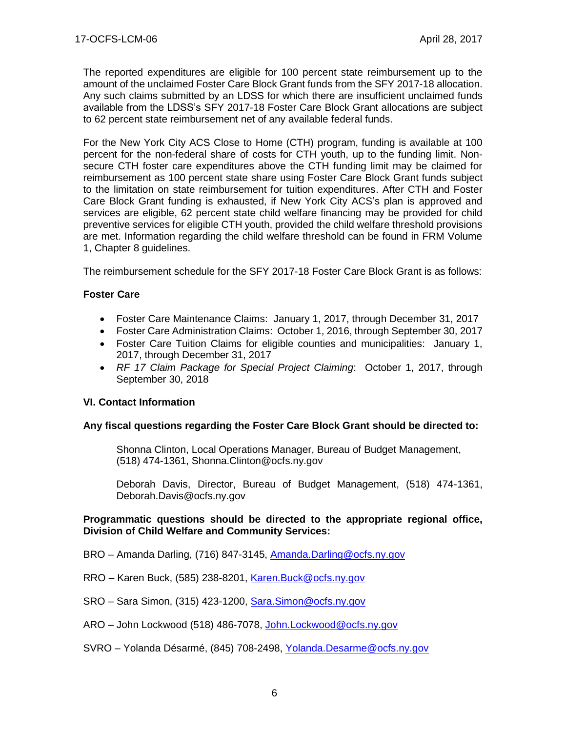The reported expenditures are eligible for 100 percent state reimbursement up to the amount of the unclaimed Foster Care Block Grant funds from the SFY 2017-18 allocation. Any such claims submitted by an LDSS for which there are insufficient unclaimed funds available from the LDSS's SFY 2017-18 Foster Care Block Grant allocations are subject to 62 percent state reimbursement net of any available federal funds.

For the New York City ACS Close to Home (CTH) program, funding is available at 100 percent for the non-federal share of costs for CTH youth, up to the funding limit. Non-secure CTH foster care expenditures above the CTH funding limit may be claimed for reimbursement as 100 percent state share using Foster Care Block Grant funds subject to the limitation on state reimbursement for tuition expenditures. After CTH and Foster Care Block Grant funding is exhausted, if New York City ACS's plan is approved and services are eligible, 62 percent state child welfare financing may be provided for child preventive services for eligible CTH youth, provided the child welfare threshold provisions are met. Information regarding the child welfare threshold can be found in FRM Volume 1, Chapter 8 guidelines.

The reimbursement schedule for the SFY 2017-18 Foster Care Block Grant is as follows:

**Foster Care**

- Foster Care Maintenance Claims: January 1, 2017, through December 31, 2017
- Foster Care Administration Claims: October 1, 2016, through September 30, 2017
- Foster Care Tuition Claims for eligible counties and municipalities: January 1, 2017, through December 31, 2017
- *RF 17 Claim Package for Special Project Claiming*: October 1, 2017, through September 30, 2018

**VI. Contact Information**

**Any fiscal questions regarding the Foster Care Block Grant should be directed to:**

Shonna Clinton, Local Operations Manager, Bureau of Budget Management, (518) 474-1361, Shonna.Clinton@ocfs.ny.gov

Deborah Davis, Director, Bureau of Budget Management, (518) 474-1361, Deborah.Davis@ocfs.ny.gov

**Programmatic questions should be directed to the appropriate regional office, Division of Child Welfare and Community Services:**

BRO – Amanda Darling, (716) 847-3145, Amanda.Darling@ocfs.ny.gov

RRO – Karen Buck, (585) 238-8201, Karen.Buck@ocfs.ny.gov

SRO – Sara Simon, (315) 423-1200, Sara.Simon@ocfs.ny.gov

ARO – John Lockwood (518) 486-7078, John.Lockwood@ocfs.ny.gov

SVRO – Yolanda Désarmé, (845) 708-2498, Yolanda.Desarme@ocfs.ny.gov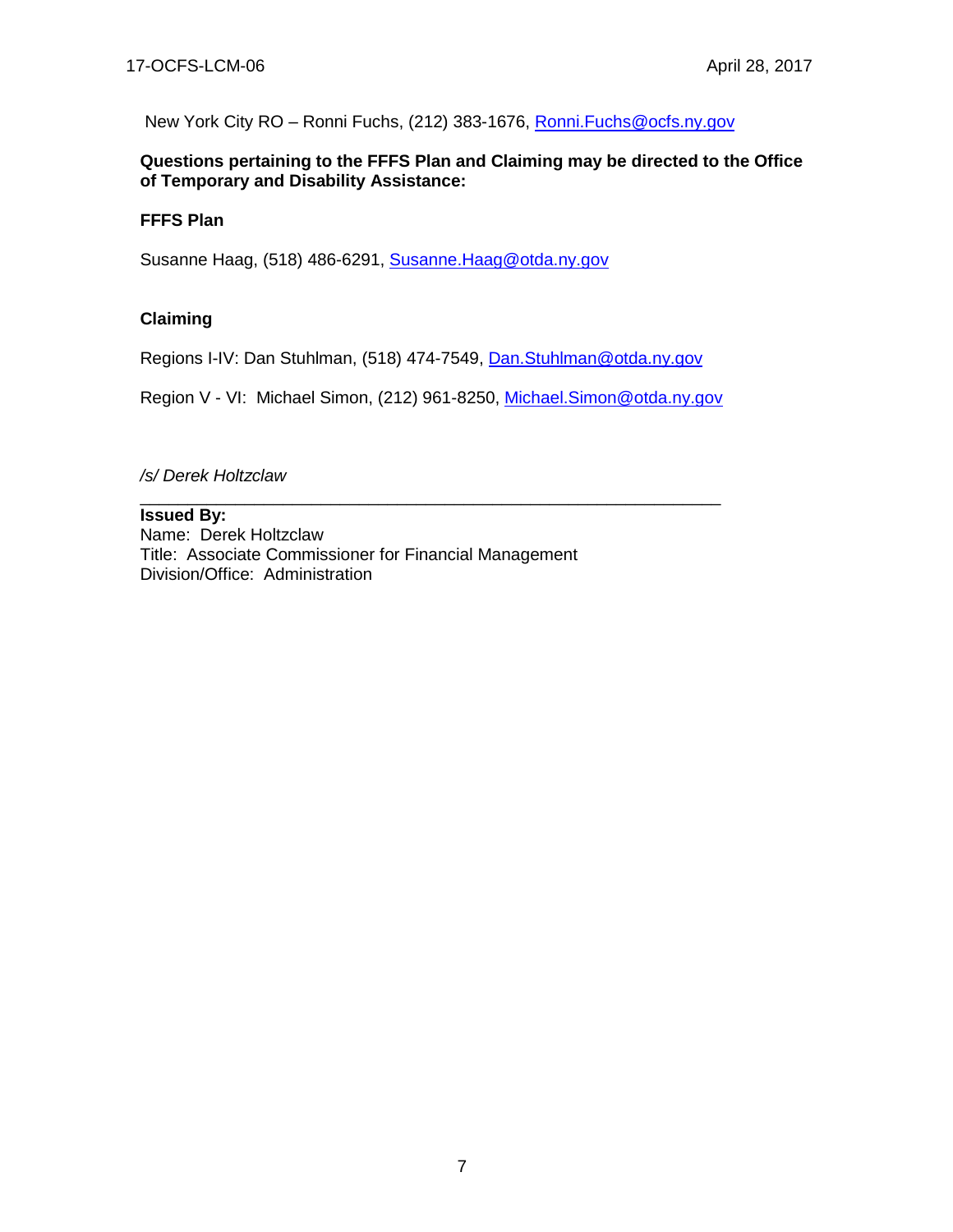New York City RO – Ronni Fuchs, (212) 383-1676, Ronni.Fuchs@ocfs.ny.gov

**Questions pertaining to the FFFS Plan and Claiming may be directed to the Office of Temporary and Disability Assistance:**

**FFFS Plan**

Susanne Haag, (518) 486-6291, Susanne.Haag@otda.ny.gov

**Claiming**

Regions I-IV: Dan Stuhlman, (518) 474-7549, Dan.Stuhlman@otda.ny.gov

Region V - VI: Michael Simon, (212) 961-8250, Michael.Simon@otda.ny.gov

*/s/ Derek Holtzclaw*

---

**Issued By:**
Name: Derek Holtzclaw
Title: Associate Commissioner for Financial Management
Division/Office: Administration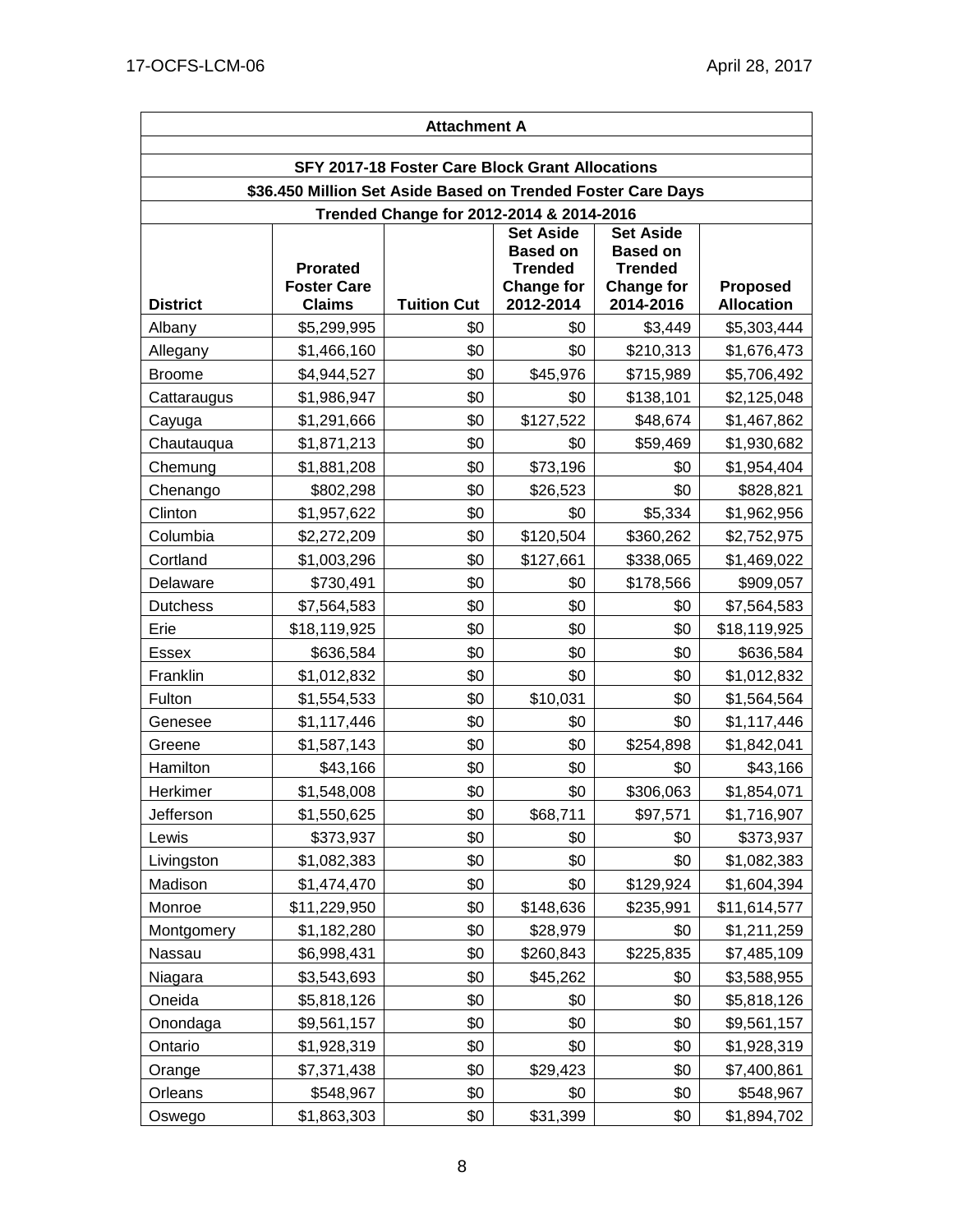| Attachment A | | | | | |
|---|---|---|---|---|---|
| **SFY 2017-18 Foster Care Block Grant Allocations** | | | | | |
| **$36.450 Million Set Aside Based on Trended Foster Care Days** | | | | | |
| **Trended Change for 2012-2014 & 2014-2016** | | | | | |
| **District** | **Prorated Foster Care Claims** | **Tuition Cut** | **Set Aside Based on Trended Change for 2012-2014** | **Set Aside Based on Trended Change for 2014-2016** | **Proposed Allocation** |
| Albany | $5,299,995 | $0 | $0 | $3,449 | $5,303,444 |
| Allegany | $1,466,160 | $0 | $0 | $210,313 | $1,676,473 |
| Broome | $4,944,527 | $0 | $45,976 | $715,989 | $5,706,492 |
| Cattaraugus | $1,986,947 | $0 | $0 | $138,101 | $2,125,048 |
| Cayuga | $1,291,666 | $0 | $127,522 | $48,674 | $1,467,862 |
| Chautauqua | $1,871,213 | $0 | $0 | $59,469 | $1,930,682 |
| Chemung | $1,881,208 | $0 | $73,196 | $0 | $1,954,404 |
| Chenango | $802,298 | $0 | $26,523 | $0 | $828,821 |
| Clinton | $1,957,622 | $0 | $0 | $5,334 | $1,962,956 |
| Columbia | $2,272,209 | $0 | $120,504 | $360,262 | $2,752,975 |
| Cortland | $1,003,296 | $0 | $127,661 | $338,065 | $1,469,022 |
| Delaware | $730,491 | $0 | $0 | $178,566 | $909,057 |
| Dutchess | $7,564,583 | $0 | $0 | $0 | $7,564,583 |
| Erie | $18,119,925 | $0 | $0 | $0 | $18,119,925 |
| Essex | $636,584 | $0 | $0 | $0 | $636,584 |
| Franklin | $1,012,832 | $0 | $0 | $0 | $1,012,832 |
| Fulton | $1,554,533 | $0 | $10,031 | $0 | $1,564,564 |
| Genesee | $1,117,446 | $0 | $0 | $0 | $1,117,446 |
| Greene | $1,587,143 | $0 | $0 | $254,898 | $1,842,041 |
| Hamilton | $43,166 | $0 | $0 | $0 | $43,166 |
| Herkimer | $1,548,008 | $0 | $0 | $306,063 | $1,854,071 |
| Jefferson | $1,550,625 | $0 | $68,711 | $97,571 | $1,716,907 |
| Lewis | $373,937 | $0 | $0 | $0 | $373,937 |
| Livingston | $1,082,383 | $0 | $0 | $0 | $1,082,383 |
| Madison | $1,474,470 | $0 | $0 | $129,924 | $1,604,394 |
| Monroe | $11,229,950 | $0 | $148,636 | $235,991 | $11,614,577 |
| Montgomery | $1,182,280 | $0 | $28,979 | $0 | $1,211,259 |
| Nassau | $6,998,431 | $0 | $260,843 | $225,835 | $7,485,109 |
| Niagara | $3,543,693 | $0 | $45,262 | $0 | $3,588,955 |
| Oneida | $5,818,126 | $0 | $0 | $0 | $5,818,126 |
| Onondaga | $9,561,157 | $0 | $0 | $0 | $9,561,157 |
| Ontario | $1,928,319 | $0 | $0 | $0 | $1,928,319 |
| Orange | $7,371,438 | $0 | $29,423 | $0 | $7,400,861 |
| Orleans | $548,967 | $0 | $0 | $0 | $548,967 |
| Oswego | $1,863,303 | $0 | $31,399 | $0 | $1,894,702 |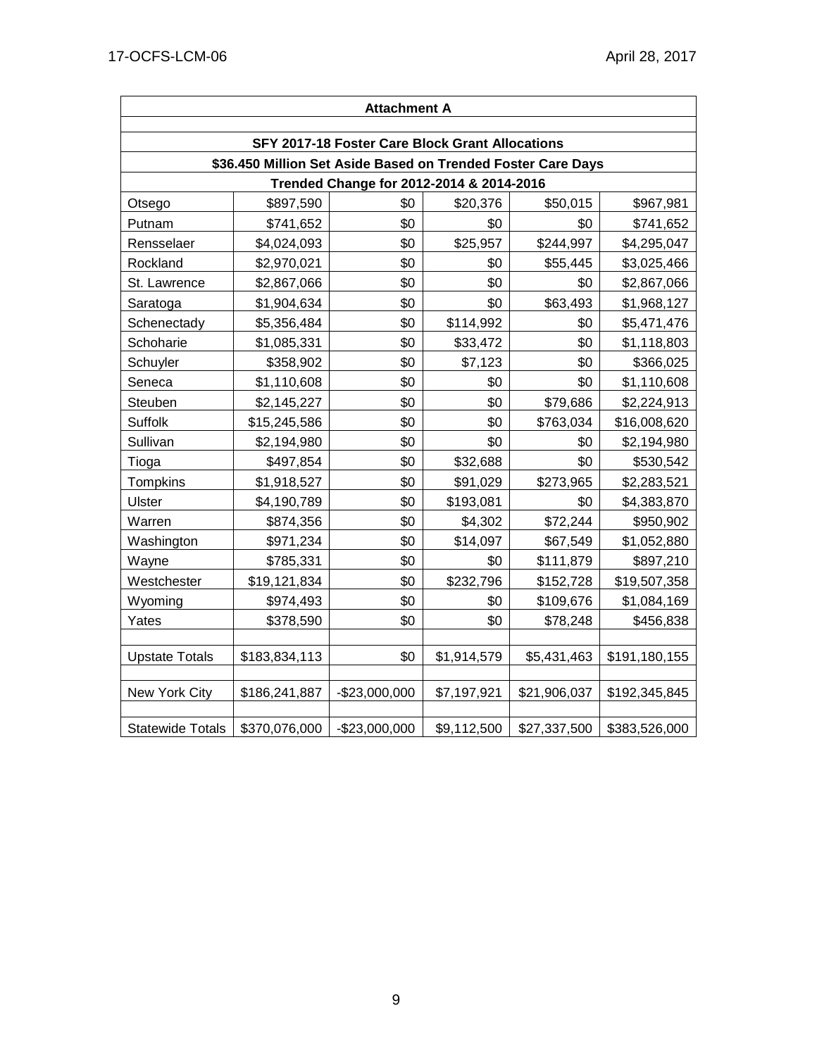**Attachment A**

**SFY 2017-18 Foster Care Block Grant Allocations**

**$36.450 Million Set Aside Based on Trended Foster Care Days**

**Trended Change for 2012-2014 & 2014-2016**

| | | | | | |
|---|---|---|---|---|---|
| Otsego | $897,590 | $0 | $20,376 | $50,015 | $967,981 |
| Putnam | $741,652 | $0 | $0 | $0 | $741,652 |
| Rensselaer | $4,024,093 | $0 | $25,957 | $244,997 | $4,295,047 |
| Rockland | $2,970,021 | $0 | $0 | $55,445 | $3,025,466 |
| St. Lawrence | $2,867,066 | $0 | $0 | $0 | $2,867,066 |
| Saratoga | $1,904,634 | $0 | $0 | $63,493 | $1,968,127 |
| Schenectady | $5,356,484 | $0 | $114,992 | $0 | $5,471,476 |
| Schoharie | $1,085,331 | $0 | $33,472 | $0 | $1,118,803 |
| Schuyler | $358,902 | $0 | $7,123 | $0 | $366,025 |
| Seneca | $1,110,608 | $0 | $0 | $0 | $1,110,608 |
| Steuben | $2,145,227 | $0 | $0 | $79,686 | $2,224,913 |
| Suffolk | $15,245,586 | $0 | $0 | $763,034 | $16,008,620 |
| Sullivan | $2,194,980 | $0 | $0 | $0 | $2,194,980 |
| Tioga | $497,854 | $0 | $32,688 | $0 | $530,542 |
| Tompkins | $1,918,527 | $0 | $91,029 | $273,965 | $2,283,521 |
| Ulster | $4,190,789 | $0 | $193,081 | $0 | $4,383,870 |
| Warren | $874,356 | $0 | $4,302 | $72,244 | $950,902 |
| Washington | $971,234 | $0 | $14,097 | $67,549 | $1,052,880 |
| Wayne | $785,331 | $0 | $0 | $111,879 | $897,210 |
| Westchester | $19,121,834 | $0 | $232,796 | $152,728 | $19,507,358 |
| Wyoming | $974,493 | $0 | $0 | $109,676 | $1,084,169 |
| Yates | $378,590 | $0 | $0 | $78,248 | $456,838 |
| | | | | | |
| Upstate Totals | $183,834,113 | $0 | $1,914,579 | $5,431,463 | $191,180,155 |
| | | | | | |
| New York City | $186,241,887 | -$23,000,000 | $7,197,921 | $21,906,037 | $192,345,845 |
| | | | | | |
| Statewide Totals | $370,076,000 | -$23,000,000 | $9,112,500 | $27,337,500 | $383,526,000 |